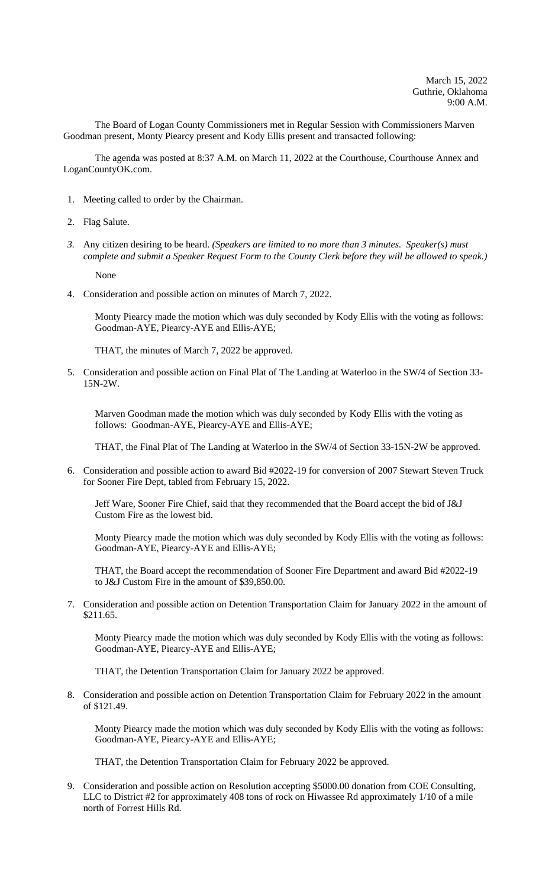March 15, 2022
Guthrie, Oklahoma
9:00 A.M.

The Board of Logan County Commissioners met in Regular Session with Commissioners Marven Goodman present, Monty Piearcy present and Kody Ellis present and transacted following:

The agenda was posted at 8:37 A.M. on March 11, 2022 at the Courthouse, Courthouse Annex and LoganCountyOK.com.

1. Meeting called to order by the Chairman.

2. Flag Salute.

3. Any citizen desiring to be heard. *(Speakers are limited to no more than 3 minutes. Speaker(s) must complete and submit a Speaker Request Form to the County Clerk before they will be allowed to speak.)*

   None

4. Consideration and possible action on minutes of March 7, 2022.

   Monty Piearcy made the motion which was duly seconded by Kody Ellis with the voting as follows: Goodman-AYE, Piearcy-AYE and Ellis-AYE;

   THAT, the minutes of March 7, 2022 be approved.

5. Consideration and possible action on Final Plat of The Landing at Waterloo in the SW/4 of Section 33-15N-2W.

   Marven Goodman made the motion which was duly seconded by Kody Ellis with the voting as follows: Goodman-AYE, Piearcy-AYE and Ellis-AYE;

   THAT, the Final Plat of The Landing at Waterloo in the SW/4 of Section 33-15N-2W be approved.

6. Consideration and possible action to award Bid #2022-19 for conversion of 2007 Stewart Steven Truck for Sooner Fire Dept, tabled from February 15, 2022.

   Jeff Ware, Sooner Fire Chief, said that they recommended that the Board accept the bid of J&J Custom Fire as the lowest bid.

   Monty Piearcy made the motion which was duly seconded by Kody Ellis with the voting as follows: Goodman-AYE, Piearcy-AYE and Ellis-AYE;

   THAT, the Board accept the recommendation of Sooner Fire Department and award Bid #2022-19 to J&J Custom Fire in the amount of $39,850.00.

7. Consideration and possible action on Detention Transportation Claim for January 2022 in the amount of $211.65.

   Monty Piearcy made the motion which was duly seconded by Kody Ellis with the voting as follows: Goodman-AYE, Piearcy-AYE and Ellis-AYE;

   THAT, the Detention Transportation Claim for January 2022 be approved.

8. Consideration and possible action on Detention Transportation Claim for February 2022 in the amount of $121.49.

   Monty Piearcy made the motion which was duly seconded by Kody Ellis with the voting as follows: Goodman-AYE, Piearcy-AYE and Ellis-AYE;

   THAT, the Detention Transportation Claim for February 2022 be approved.

9. Consideration and possible action on Resolution accepting $5000.00 donation from COE Consulting, LLC to District #2 for approximately 408 tons of rock on Hiwassee Rd approximately 1/10 of a mile north of Forrest Hills Rd.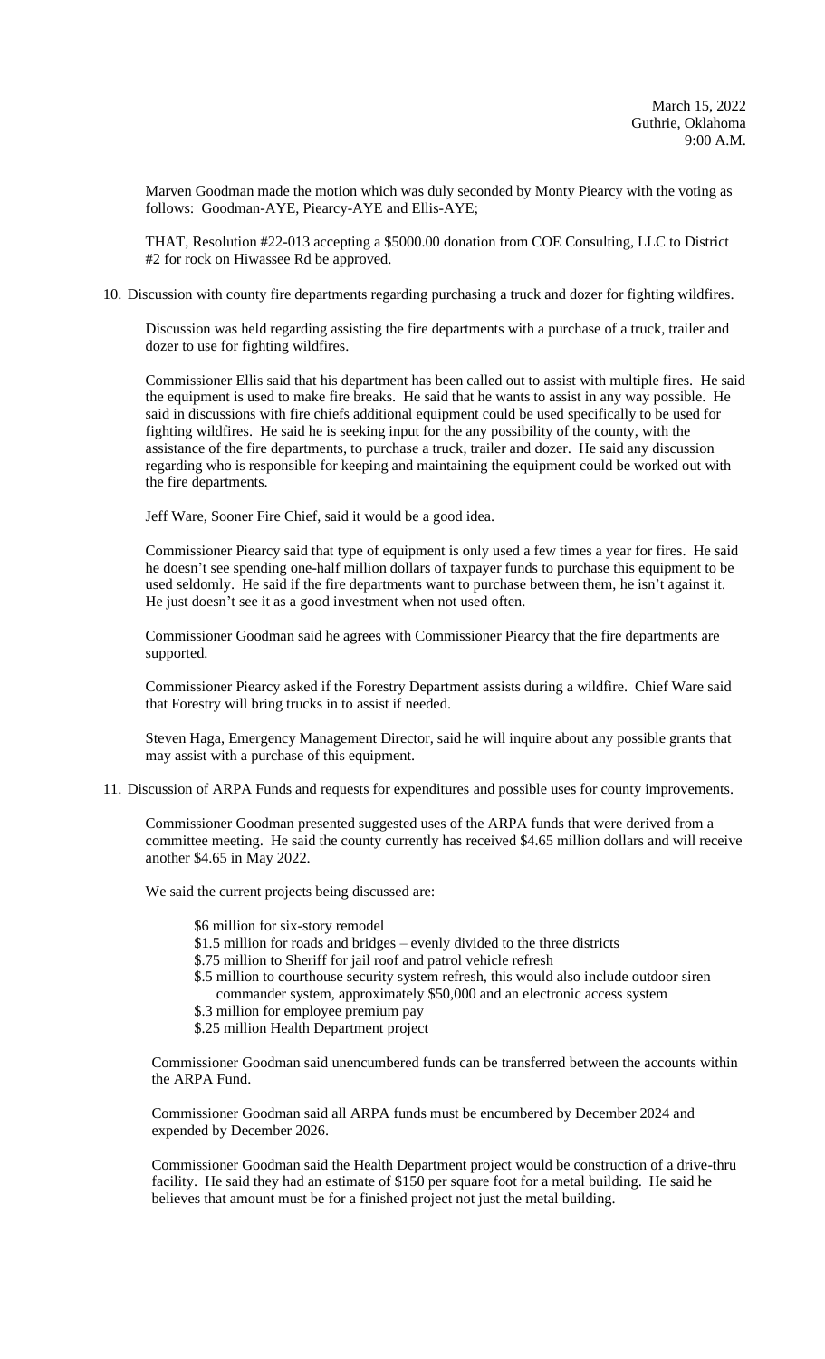March 15, 2022
Guthrie, Oklahoma
9:00 A.M.

Marven Goodman made the motion which was duly seconded by Monty Piearcy with the voting as follows: Goodman-AYE, Piearcy-AYE and Ellis-AYE;

THAT, Resolution #22-013 accepting a $5000.00 donation from COE Consulting, LLC to District #2 for rock on Hiwassee Rd be approved.

10. Discussion with county fire departments regarding purchasing a truck and dozer for fighting wildfires.

    Discussion was held regarding assisting the fire departments with a purchase of a truck, trailer and dozer to use for fighting wildfires.

    Commissioner Ellis said that his department has been called out to assist with multiple fires. He said the equipment is used to make fire breaks. He said that he wants to assist in any way possible. He said in discussions with fire chiefs additional equipment could be used specifically to be used for fighting wildfires. He said he is seeking input for the any possibility of the county, with the assistance of the fire departments, to purchase a truck, trailer and dozer. He said any discussion regarding who is responsible for keeping and maintaining the equipment could be worked out with the fire departments.

    Jeff Ware, Sooner Fire Chief, said it would be a good idea.

    Commissioner Piearcy said that type of equipment is only used a few times a year for fires. He said he doesn't see spending one-half million dollars of taxpayer funds to purchase this equipment to be used seldomly. He said if the fire departments want to purchase between them, he isn't against it. He just doesn't see it as a good investment when not used often.

    Commissioner Goodman said he agrees with Commissioner Piearcy that the fire departments are supported.

    Commissioner Piearcy asked if the Forestry Department assists during a wildfire. Chief Ware said that Forestry will bring trucks in to assist if needed.

    Steven Haga, Emergency Management Director, said he will inquire about any possible grants that may assist with a purchase of this equipment.

11. Discussion of ARPA Funds and requests for expenditures and possible uses for county improvements.

    Commissioner Goodman presented suggested uses of the ARPA funds that were derived from a committee meeting. He said the county currently has received $4.65 million dollars and will receive another $4.65 in May 2022.

    We said the current projects being discussed are:

    - $6 million for six-story remodel
    - $1.5 million for roads and bridges – evenly divided to the three districts
    - $.75 million to Sheriff for jail roof and patrol vehicle refresh
    - $.5 million to courthouse security system refresh, this would also include outdoor siren commander system, approximately $50,000 and an electronic access system
    - $.3 million for employee premium pay
    - $.25 million Health Department project

    Commissioner Goodman said unencumbered funds can be transferred between the accounts within the ARPA Fund.

    Commissioner Goodman said all ARPA funds must be encumbered by December 2024 and expended by December 2026.

    Commissioner Goodman said the Health Department project would be construction of a drive-thru facility. He said they had an estimate of $150 per square foot for a metal building. He said he believes that amount must be for a finished project not just the metal building.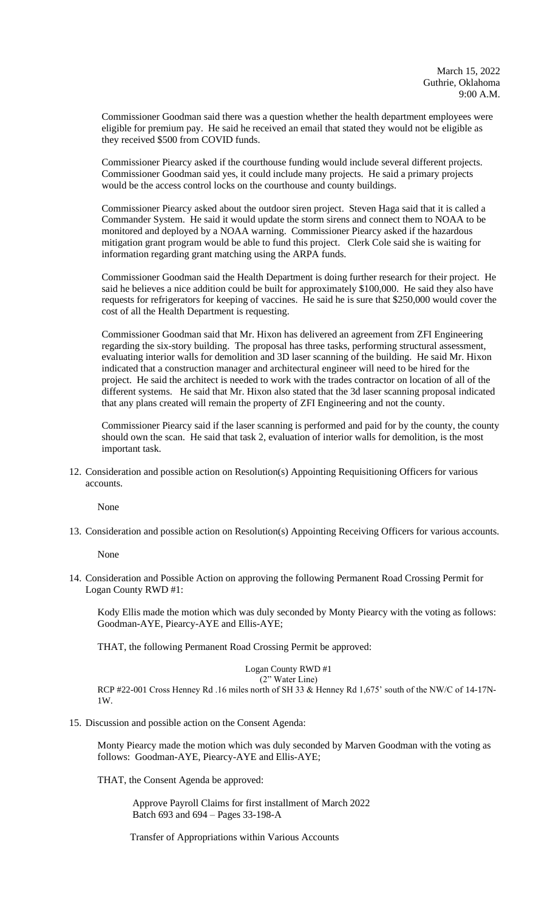Commissioner Goodman said there was a question whether the health department employees were eligible for premium pay. He said he received an email that stated they would not be eligible as they received $500 from COVID funds.

Commissioner Piearcy asked if the courthouse funding would include several different projects. Commissioner Goodman said yes, it could include many projects. He said a primary projects would be the access control locks on the courthouse and county buildings.

Commissioner Piearcy asked about the outdoor siren project. Steven Haga said that it is called a Commander System. He said it would update the storm sirens and connect them to NOAA to be monitored and deployed by a NOAA warning. Commissioner Piearcy asked if the hazardous mitigation grant program would be able to fund this project. Clerk Cole said she is waiting for information regarding grant matching using the ARPA funds.

Commissioner Goodman said the Health Department is doing further research for their project. He said he believes a nice addition could be built for approximately $100,000. He said they also have requests for refrigerators for keeping of vaccines. He said he is sure that $250,000 would cover the cost of all the Health Department is requesting.

Commissioner Goodman said that Mr. Hixon has delivered an agreement from ZFI Engineering regarding the six-story building. The proposal has three tasks, performing structural assessment, evaluating interior walls for demolition and 3D laser scanning of the building. He said Mr. Hixon indicated that a construction manager and architectural engineer will need to be hired for the project. He said the architect is needed to work with the trades contractor on location of all of the different systems. He said that Mr. Hixon also stated that the 3d laser scanning proposal indicated that any plans created will remain the property of ZFI Engineering and not the county.

Commissioner Piearcy said if the laser scanning is performed and paid for by the county, the county should own the scan. He said that task 2, evaluation of interior walls for demolition, is the most important task.

12. Consideration and possible action on Resolution(s) Appointing Requisitioning Officers for various accounts.

    None

13. Consideration and possible action on Resolution(s) Appointing Receiving Officers for various accounts.

    None

14. Consideration and Possible Action on approving the following Permanent Road Crossing Permit for Logan County RWD #1:

    Kody Ellis made the motion which was duly seconded by Monty Piearcy with the voting as follows: Goodman-AYE, Piearcy-AYE and Ellis-AYE;

    THAT, the following Permanent Road Crossing Permit be approved:

    Logan County RWD #1
    (2" Water Line)
    RCP #22-001 Cross Henney Rd .16 miles north of SH 33 & Henney Rd 1,675' south of the NW/C of 14-17N-1W.

15. Discussion and possible action on the Consent Agenda:

    Monty Piearcy made the motion which was duly seconded by Marven Goodman with the voting as follows: Goodman-AYE, Piearcy-AYE and Ellis-AYE;

    THAT, the Consent Agenda be approved:

    Approve Payroll Claims for first installment of March 2022
    Batch 693 and 694 – Pages 33-198-A

    Transfer of Appropriations within Various Accounts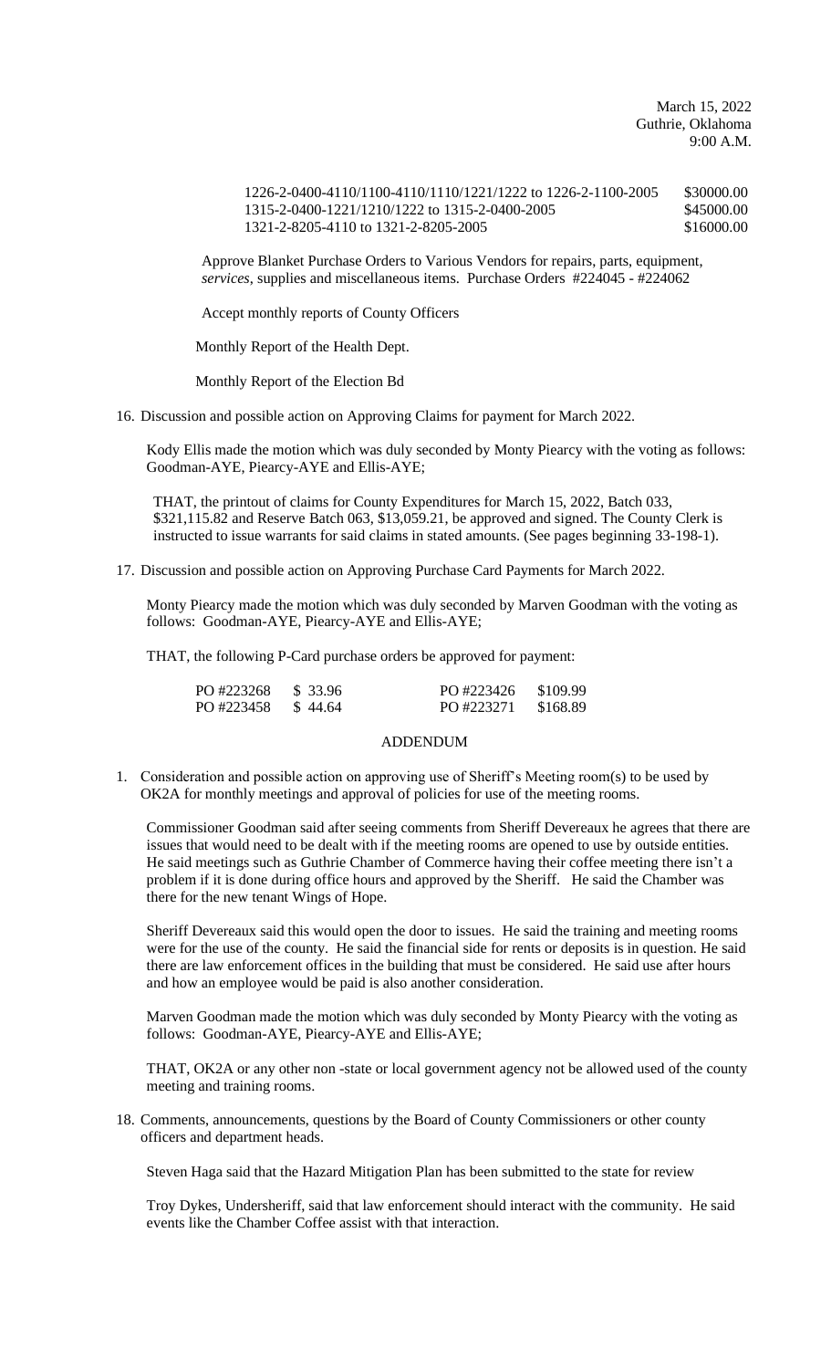March 15, 2022
Guthrie, Oklahoma
9:00 A.M.

| | |
|---|---|
| 1226-2-0400-4110/1100-4110/1110/1221/1222 to 1226-2-1100-2005 | \$30000.00 |
| 1315-2-0400-1221/1210/1222 to 1315-2-0400-2005 | \$45000.00 |
| 1321-2-8205-4110 to 1321-2-8205-2005 | \$16000.00 |

Approve Blanket Purchase Orders to Various Vendors for repairs, parts, equipment, *services*, supplies and miscellaneous items. Purchase Orders #224045 - #224062

Accept monthly reports of County Officers

Monthly Report of the Health Dept.

Monthly Report of the Election Bd

16. Discussion and possible action on Approving Claims for payment for March 2022.

Kody Ellis made the motion which was duly seconded by Monty Piearcy with the voting as follows: Goodman-AYE, Piearcy-AYE and Ellis-AYE;

THAT, the printout of claims for County Expenditures for March 15, 2022, Batch 033, \$321,115.82 and Reserve Batch 063, \$13,059.21, be approved and signed. The County Clerk is instructed to issue warrants for said claims in stated amounts. (See pages beginning 33-198-1).

17. Discussion and possible action on Approving Purchase Card Payments for March 2022.

Monty Piearcy made the motion which was duly seconded by Marven Goodman with the voting as follows: Goodman-AYE, Piearcy-AYE and Ellis-AYE;

THAT, the following P-Card purchase orders be approved for payment:

| | | | |
|---|---|---|---|
| PO #223268 | \$ 33.96 | PO #223426 | \$109.99 |
| PO #223458 | \$ 44.64 | PO #223271 | \$168.89 |

## ADDENDUM

1. Consideration and possible action on approving use of Sheriff's Meeting room(s) to be used by OK2A for monthly meetings and approval of policies for use of the meeting rooms.

Commissioner Goodman said after seeing comments from Sheriff Devereaux he agrees that there are issues that would need to be dealt with if the meeting rooms are opened to use by outside entities. He said meetings such as Guthrie Chamber of Commerce having their coffee meeting there isn't a problem if it is done during office hours and approved by the Sheriff. He said the Chamber was there for the new tenant Wings of Hope.

Sheriff Devereaux said this would open the door to issues. He said the training and meeting rooms were for the use of the county. He said the financial side for rents or deposits is in question. He said there are law enforcement offices in the building that must be considered. He said use after hours and how an employee would be paid is also another consideration.

Marven Goodman made the motion which was duly seconded by Monty Piearcy with the voting as follows: Goodman-AYE, Piearcy-AYE and Ellis-AYE;

THAT, OK2A or any other non -state or local government agency not be allowed used of the county meeting and training rooms.

18. Comments, announcements, questions by the Board of County Commissioners or other county officers and department heads.

Steven Haga said that the Hazard Mitigation Plan has been submitted to the state for review

Troy Dykes, Undersheriff, said that law enforcement should interact with the community. He said events like the Chamber Coffee assist with that interaction.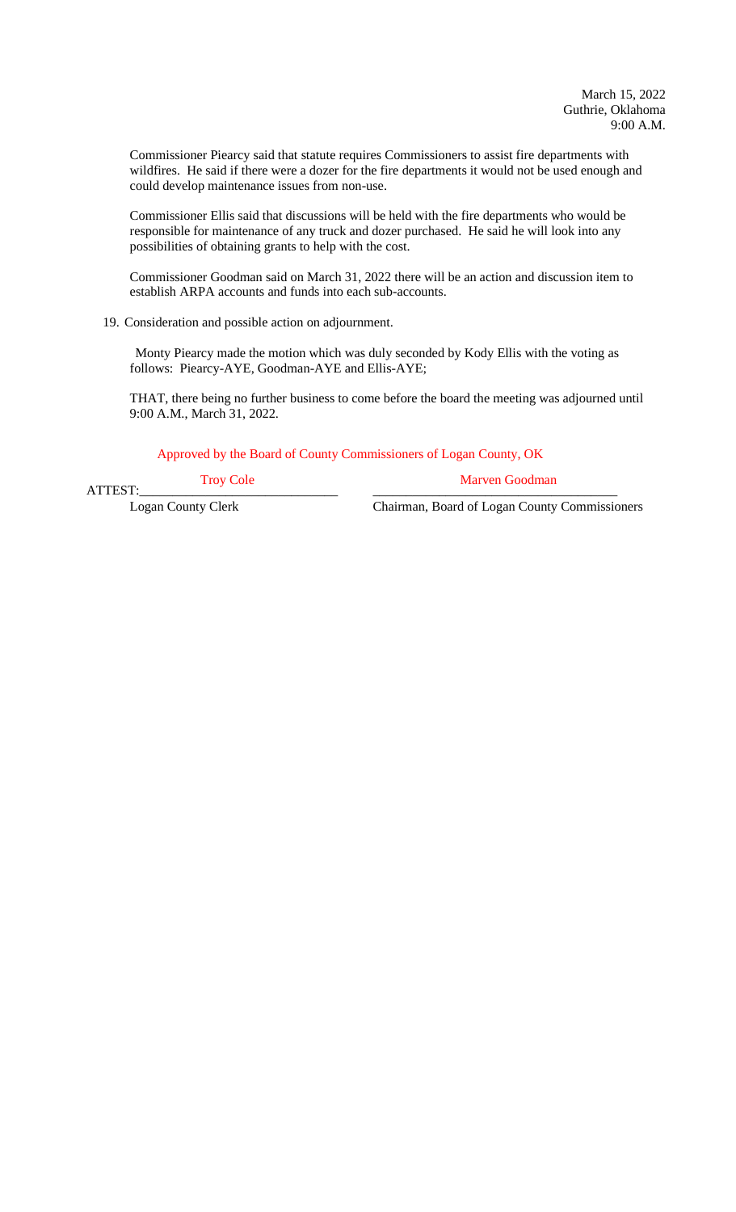March 15, 2022
Guthrie, Oklahoma
9:00 A.M.

Commissioner Piearcy said that statute requires Commissioners to assist fire departments with wildfires. He said if there were a dozer for the fire departments it would not be used enough and could develop maintenance issues from non-use.

Commissioner Ellis said that discussions will be held with the fire departments who would be responsible for maintenance of any truck and dozer purchased. He said he will look into any possibilities of obtaining grants to help with the cost.

Commissioner Goodman said on March 31, 2022 there will be an action and discussion item to establish ARPA accounts and funds into each sub-accounts.

19. Consideration and possible action on adjournment.

Monty Piearcy made the motion which was duly seconded by Kody Ellis with the voting as follows: Piearcy-AYE, Goodman-AYE and Ellis-AYE;

THAT, there being no further business to come before the board the meeting was adjourned until 9:00 A.M., March 31, 2022.

Approved by the Board of County Commissioners of Logan County, OK

ATTEST: Troy Cole
Logan County Clerk

Marven Goodman
Chairman, Board of Logan County Commissioners